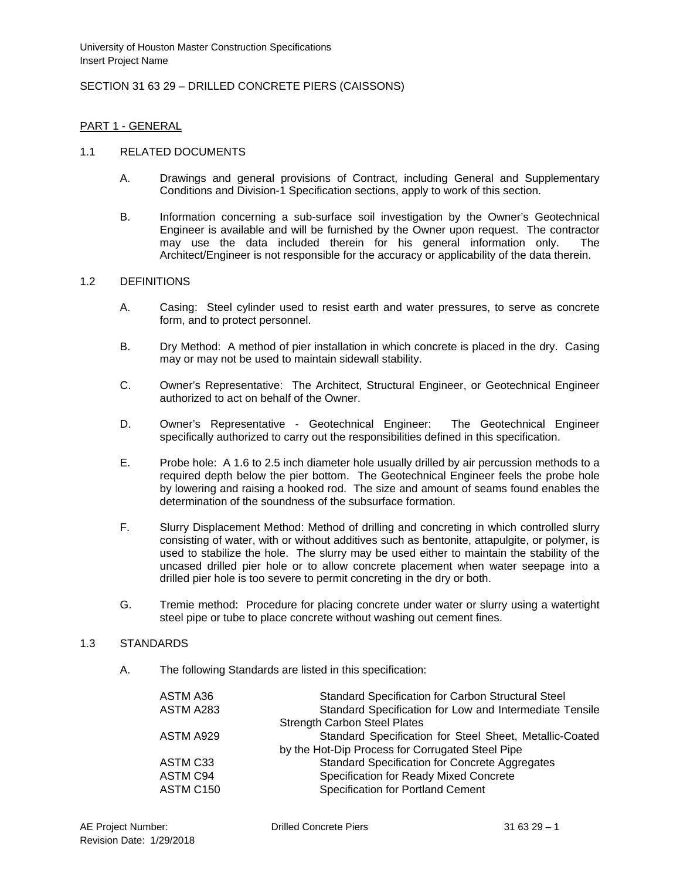University of Houston Master Construction Specifications
Insert Project Name

# SECTION 31 63 29 – DRILLED CONCRETE PIERS (CAISSONS)

## PART 1 - GENERAL

### 1.1 RELATED DOCUMENTS

A. Drawings and general provisions of Contract, including General and Supplementary Conditions and Division-1 Specification sections, apply to work of this section.

B. Information concerning a sub-surface soil investigation by the Owner's Geotechnical Engineer is available and will be furnished by the Owner upon request. The contractor may use the data included therein for his general information only. The Architect/Engineer is not responsible for the accuracy or applicability of the data therein.

### 1.2 DEFINITIONS

A. Casing: Steel cylinder used to resist earth and water pressures, to serve as concrete form, and to protect personnel.

B. Dry Method: A method of pier installation in which concrete is placed in the dry. Casing may or may not be used to maintain sidewall stability.

C. Owner's Representative: The Architect, Structural Engineer, or Geotechnical Engineer authorized to act on behalf of the Owner.

D. Owner's Representative - Geotechnical Engineer: The Geotechnical Engineer specifically authorized to carry out the responsibilities defined in this specification.

E. Probe hole: A 1.6 to 2.5 inch diameter hole usually drilled by air percussion methods to a required depth below the pier bottom. The Geotechnical Engineer feels the probe hole by lowering and raising a hooked rod. The size and amount of seams found enables the determination of the soundness of the subsurface formation.

F. Slurry Displacement Method: Method of drilling and concreting in which controlled slurry consisting of water, with or without additives such as bentonite, attapulgite, or polymer, is used to stabilize the hole. The slurry may be used either to maintain the stability of the uncased drilled pier hole or to allow concrete placement when water seepage into a drilled pier hole is too severe to permit concreting in the dry or both.

G. Tremie method: Procedure for placing concrete under water or slurry using a watertight steel pipe or tube to place concrete without washing out cement fines.

### 1.3 STANDARDS

A. The following Standards are listed in this specification:

| | |
|---|---|
| ASTM A36 | Standard Specification for Carbon Structural Steel |
| ASTM A283 | Standard Specification for Low and Intermediate Tensile Strength Carbon Steel Plates |
| ASTM A929 | Standard Specification for Steel Sheet, Metallic-Coated by the Hot-Dip Process for Corrugated Steel Pipe |
| ASTM C33 | Standard Specification for Concrete Aggregates |
| ASTM C94 | Specification for Ready Mixed Concrete |
| ASTM C150 | Specification for Portland Cement |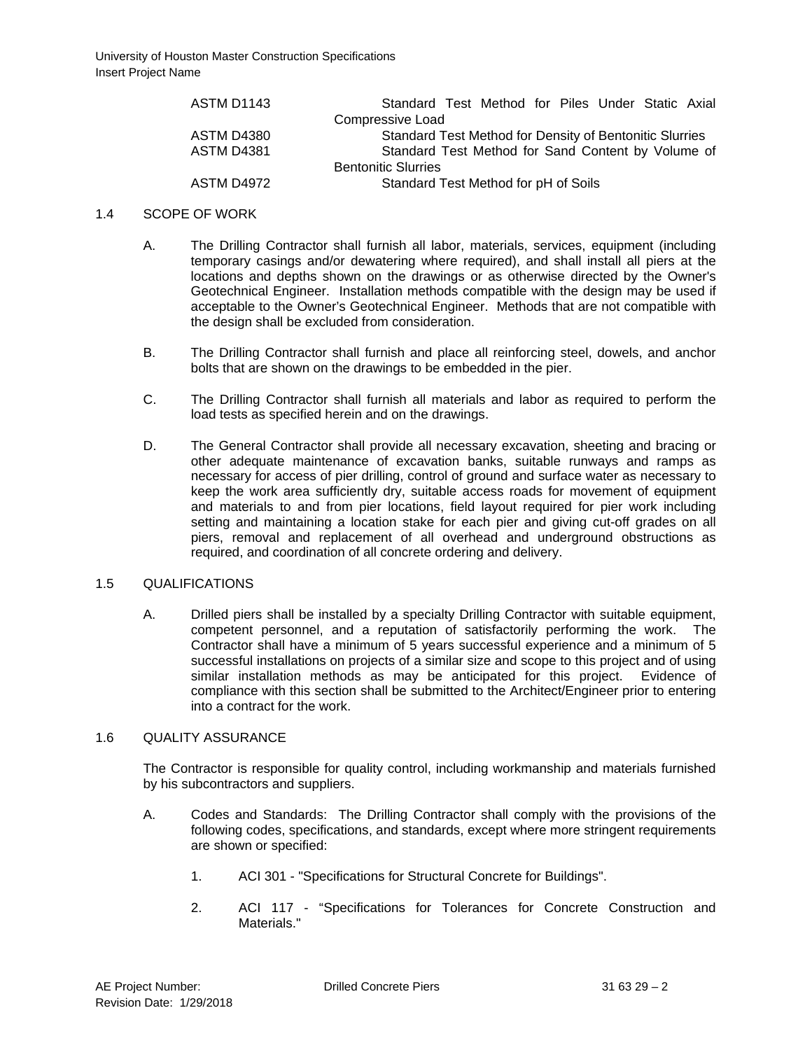| | |
|---|---|
| ASTM D1143 | Standard Test Method for Piles Under Static Axial Compressive Load |
| ASTM D4380 | Standard Test Method for Density of Bentonitic Slurries |
| ASTM D4381 | Standard Test Method for Sand Content by Volume of Bentonitic Slurries |
| ASTM D4972 | Standard Test Method for pH of Soils |

## 1.4 SCOPE OF WORK

A. The Drilling Contractor shall furnish all labor, materials, services, equipment (including temporary casings and/or dewatering where required), and shall install all piers at the locations and depths shown on the drawings or as otherwise directed by the Owner's Geotechnical Engineer. Installation methods compatible with the design may be used if acceptable to the Owner's Geotechnical Engineer. Methods that are not compatible with the design shall be excluded from consideration.

B. The Drilling Contractor shall furnish and place all reinforcing steel, dowels, and anchor bolts that are shown on the drawings to be embedded in the pier.

C. The Drilling Contractor shall furnish all materials and labor as required to perform the load tests as specified herein and on the drawings.

D. The General Contractor shall provide all necessary excavation, sheeting and bracing or other adequate maintenance of excavation banks, suitable runways and ramps as necessary for access of pier drilling, control of ground and surface water as necessary to keep the work area sufficiently dry, suitable access roads for movement of equipment and materials to and from pier locations, field layout required for pier work including setting and maintaining a location stake for each pier and giving cut-off grades on all piers, removal and replacement of all overhead and underground obstructions as required, and coordination of all concrete ordering and delivery.

## 1.5 QUALIFICATIONS

A. Drilled piers shall be installed by a specialty Drilling Contractor with suitable equipment, competent personnel, and a reputation of satisfactorily performing the work. The Contractor shall have a minimum of 5 years successful experience and a minimum of 5 successful installations on projects of a similar size and scope to this project and of using similar installation methods as may be anticipated for this project. Evidence of compliance with this section shall be submitted to the Architect/Engineer prior to entering into a contract for the work.

## 1.6 QUALITY ASSURANCE

The Contractor is responsible for quality control, including workmanship and materials furnished by his subcontractors and suppliers.

A. Codes and Standards: The Drilling Contractor shall comply with the provisions of the following codes, specifications, and standards, except where more stringent requirements are shown or specified:

1. ACI 301 - "Specifications for Structural Concrete for Buildings".

2. ACI 117 - "Specifications for Tolerances for Concrete Construction and Materials."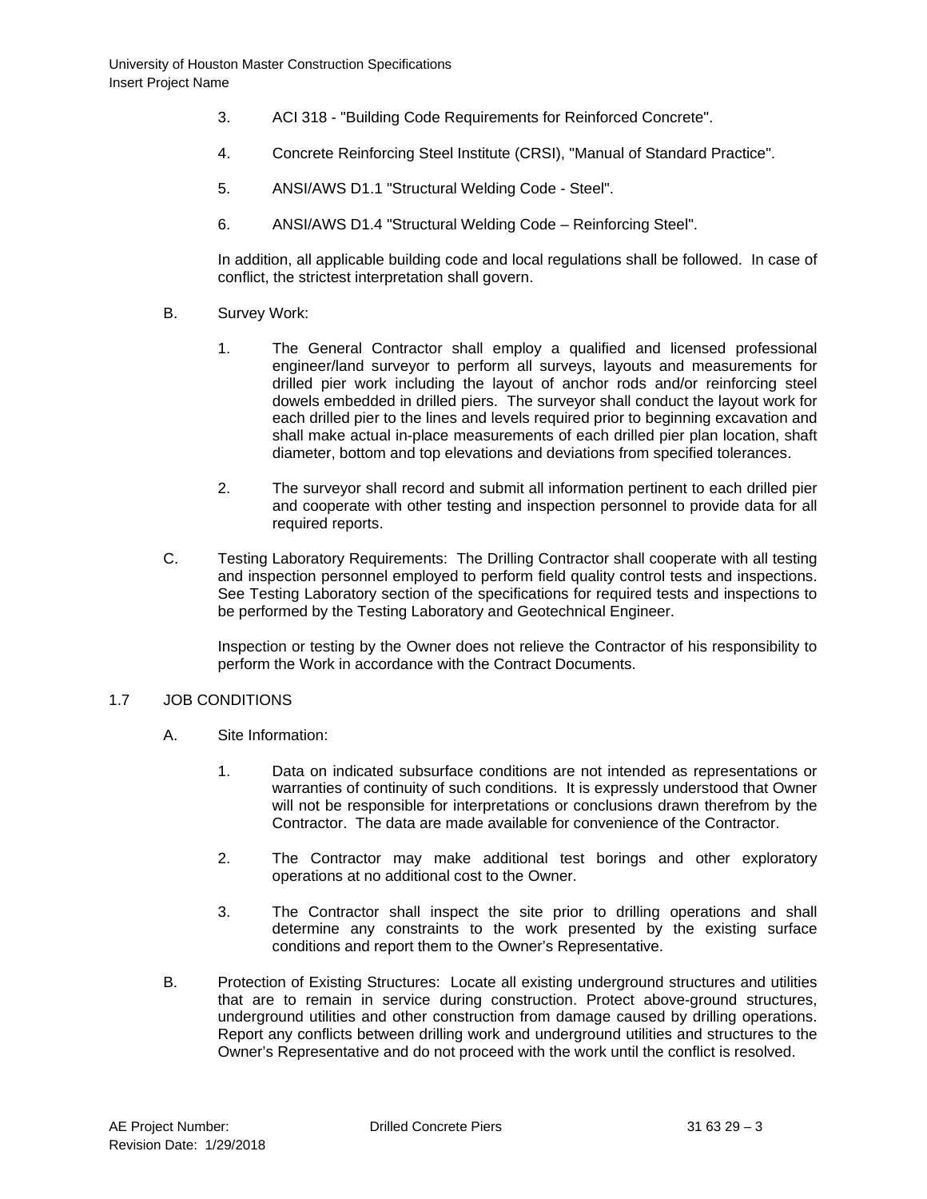3. ACI 318 - "Building Code Requirements for Reinforced Concrete".

4. Concrete Reinforcing Steel Institute (CRSI), "Manual of Standard Practice".

5. ANSI/AWS D1.1 "Structural Welding Code - Steel".

6. ANSI/AWS D1.4 "Structural Welding Code – Reinforcing Steel".

In addition, all applicable building code and local regulations shall be followed. In case of conflict, the strictest interpretation shall govern.

B. Survey Work:

1. The General Contractor shall employ a qualified and licensed professional engineer/land surveyor to perform all surveys, layouts and measurements for drilled pier work including the layout of anchor rods and/or reinforcing steel dowels embedded in drilled piers. The surveyor shall conduct the layout work for each drilled pier to the lines and levels required prior to beginning excavation and shall make actual in-place measurements of each drilled pier plan location, shaft diameter, bottom and top elevations and deviations from specified tolerances.

2. The surveyor shall record and submit all information pertinent to each drilled pier and cooperate with other testing and inspection personnel to provide data for all required reports.

C. Testing Laboratory Requirements: The Drilling Contractor shall cooperate with all testing and inspection personnel employed to perform field quality control tests and inspections. See Testing Laboratory section of the specifications for required tests and inspections to be performed by the Testing Laboratory and Geotechnical Engineer.

Inspection or testing by the Owner does not relieve the Contractor of his responsibility to perform the Work in accordance with the Contract Documents.

## 1.7 JOB CONDITIONS

A. Site Information:

1. Data on indicated subsurface conditions are not intended as representations or warranties of continuity of such conditions. It is expressly understood that Owner will not be responsible for interpretations or conclusions drawn therefrom by the Contractor. The data are made available for convenience of the Contractor.

2. The Contractor may make additional test borings and other exploratory operations at no additional cost to the Owner.

3. The Contractor shall inspect the site prior to drilling operations and shall determine any constraints to the work presented by the existing surface conditions and report them to the Owner's Representative.

B. Protection of Existing Structures: Locate all existing underground structures and utilities that are to remain in service during construction. Protect above-ground structures, underground utilities and other construction from damage caused by drilling operations. Report any conflicts between drilling work and underground utilities and structures to the Owner's Representative and do not proceed with the work until the conflict is resolved.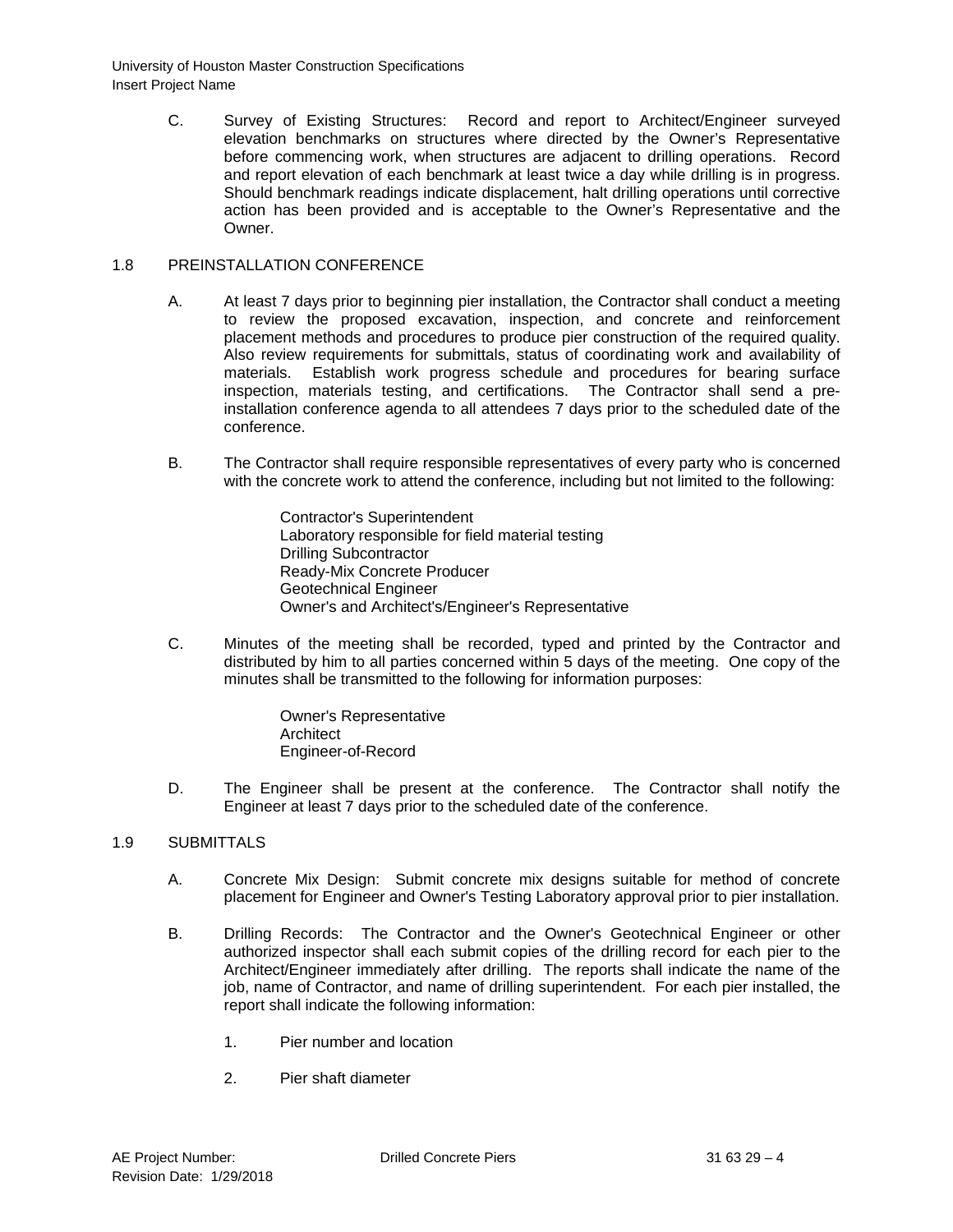C. Survey of Existing Structures: Record and report to Architect/Engineer surveyed elevation benchmarks on structures where directed by the Owner's Representative before commencing work, when structures are adjacent to drilling operations. Record and report elevation of each benchmark at least twice a day while drilling is in progress. Should benchmark readings indicate displacement, halt drilling operations until corrective action has been provided and is acceptable to the Owner's Representative and the Owner.

## 1.8 PREINSTALLATION CONFERENCE

A. At least 7 days prior to beginning pier installation, the Contractor shall conduct a meeting to review the proposed excavation, inspection, and concrete and reinforcement placement methods and procedures to produce pier construction of the required quality. Also review requirements for submittals, status of coordinating work and availability of materials. Establish work progress schedule and procedures for bearing surface inspection, materials testing, and certifications. The Contractor shall send a pre-installation conference agenda to all attendees 7 days prior to the scheduled date of the conference.

B. The Contractor shall require responsible representatives of every party who is concerned with the concrete work to attend the conference, including but not limited to the following:

   Contractor's Superintendent
   Laboratory responsible for field material testing
   Drilling Subcontractor
   Ready-Mix Concrete Producer
   Geotechnical Engineer
   Owner's and Architect's/Engineer's Representative

C. Minutes of the meeting shall be recorded, typed and printed by the Contractor and distributed by him to all parties concerned within 5 days of the meeting. One copy of the minutes shall be transmitted to the following for information purposes:

   Owner's Representative
   Architect
   Engineer-of-Record

D. The Engineer shall be present at the conference. The Contractor shall notify the Engineer at least 7 days prior to the scheduled date of the conference.

## 1.9 SUBMITTALS

A. Concrete Mix Design: Submit concrete mix designs suitable for method of concrete placement for Engineer and Owner's Testing Laboratory approval prior to pier installation.

B. Drilling Records: The Contractor and the Owner's Geotechnical Engineer or other authorized inspector shall each submit copies of the drilling record for each pier to the Architect/Engineer immediately after drilling. The reports shall indicate the name of the job, name of Contractor, and name of drilling superintendent. For each pier installed, the report shall indicate the following information:

   1. Pier number and location

   2. Pier shaft diameter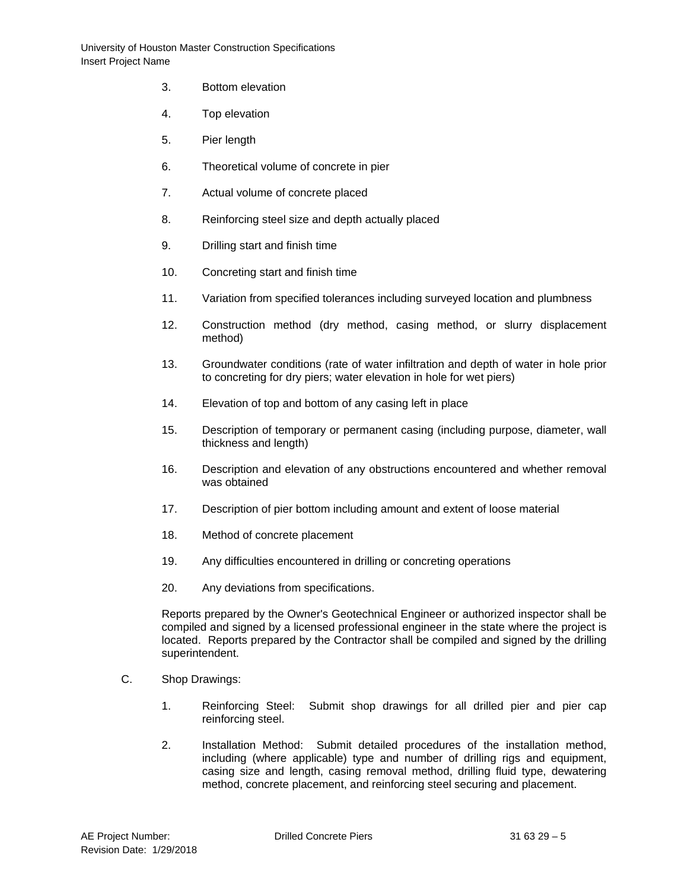3. Bottom elevation

4. Top elevation

5. Pier length

6. Theoretical volume of concrete in pier

7. Actual volume of concrete placed

8. Reinforcing steel size and depth actually placed

9. Drilling start and finish time

10. Concreting start and finish time

11. Variation from specified tolerances including surveyed location and plumbness

12. Construction method (dry method, casing method, or slurry displacement method)

13. Groundwater conditions (rate of water infiltration and depth of water in hole prior to concreting for dry piers; water elevation in hole for wet piers)

14. Elevation of top and bottom of any casing left in place

15. Description of temporary or permanent casing (including purpose, diameter, wall thickness and length)

16. Description and elevation of any obstructions encountered and whether removal was obtained

17. Description of pier bottom including amount and extent of loose material

18. Method of concrete placement

19. Any difficulties encountered in drilling or concreting operations

20. Any deviations from specifications.

Reports prepared by the Owner's Geotechnical Engineer or authorized inspector shall be compiled and signed by a licensed professional engineer in the state where the project is located. Reports prepared by the Contractor shall be compiled and signed by the drilling superintendent.

C. Shop Drawings:

1. Reinforcing Steel: Submit shop drawings for all drilled pier and pier cap reinforcing steel.

2. Installation Method: Submit detailed procedures of the installation method, including (where applicable) type and number of drilling rigs and equipment, casing size and length, casing removal method, drilling fluid type, dewatering method, concrete placement, and reinforcing steel securing and placement.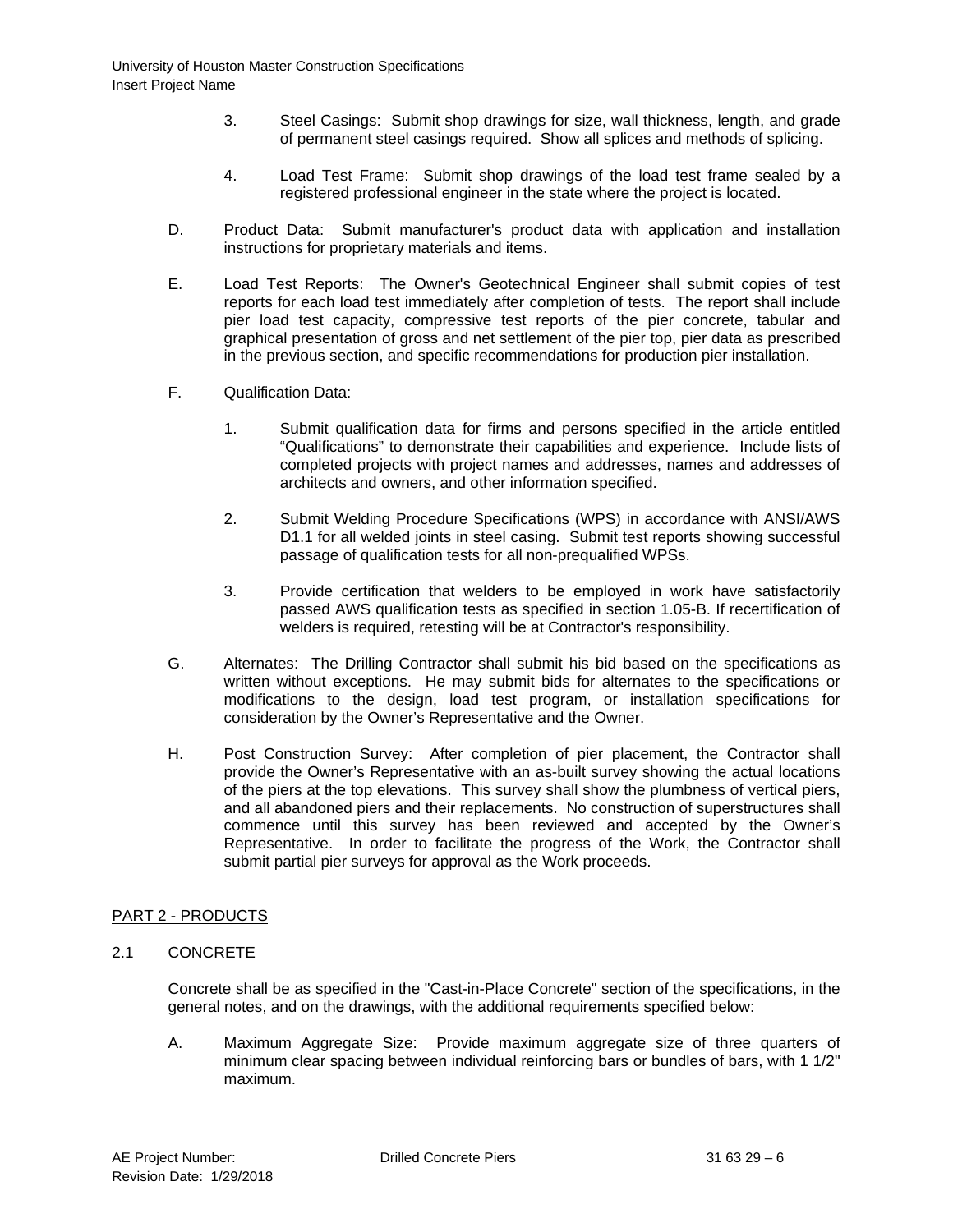3. Steel Casings: Submit shop drawings for size, wall thickness, length, and grade of permanent steel casings required. Show all splices and methods of splicing.

4. Load Test Frame: Submit shop drawings of the load test frame sealed by a registered professional engineer in the state where the project is located.

D. Product Data: Submit manufacturer's product data with application and installation instructions for proprietary materials and items.

E. Load Test Reports: The Owner's Geotechnical Engineer shall submit copies of test reports for each load test immediately after completion of tests. The report shall include pier load test capacity, compressive test reports of the pier concrete, tabular and graphical presentation of gross and net settlement of the pier top, pier data as prescribed in the previous section, and specific recommendations for production pier installation.

F. Qualification Data:

1. Submit qualification data for firms and persons specified in the article entitled "Qualifications" to demonstrate their capabilities and experience. Include lists of completed projects with project names and addresses, names and addresses of architects and owners, and other information specified.

2. Submit Welding Procedure Specifications (WPS) in accordance with ANSI/AWS D1.1 for all welded joints in steel casing. Submit test reports showing successful passage of qualification tests for all non-prequalified WPSs.

3. Provide certification that welders to be employed in work have satisfactorily passed AWS qualification tests as specified in section 1.05-B. If recertification of welders is required, retesting will be at Contractor's responsibility.

G. Alternates: The Drilling Contractor shall submit his bid based on the specifications as written without exceptions. He may submit bids for alternates to the specifications or modifications to the design, load test program, or installation specifications for consideration by the Owner's Representative and the Owner.

H. Post Construction Survey: After completion of pier placement, the Contractor shall provide the Owner's Representative with an as-built survey showing the actual locations of the piers at the top elevations. This survey shall show the plumbness of vertical piers, and all abandoned piers and their replacements. No construction of superstructures shall commence until this survey has been reviewed and accepted by the Owner's Representative. In order to facilitate the progress of the Work, the Contractor shall submit partial pier surveys for approval as the Work proceeds.

## PART 2 - PRODUCTS

### 2.1 CONCRETE

Concrete shall be as specified in the "Cast-in-Place Concrete" section of the specifications, in the general notes, and on the drawings, with the additional requirements specified below:

A. Maximum Aggregate Size: Provide maximum aggregate size of three quarters of minimum clear spacing between individual reinforcing bars or bundles of bars, with 1 1/2" maximum.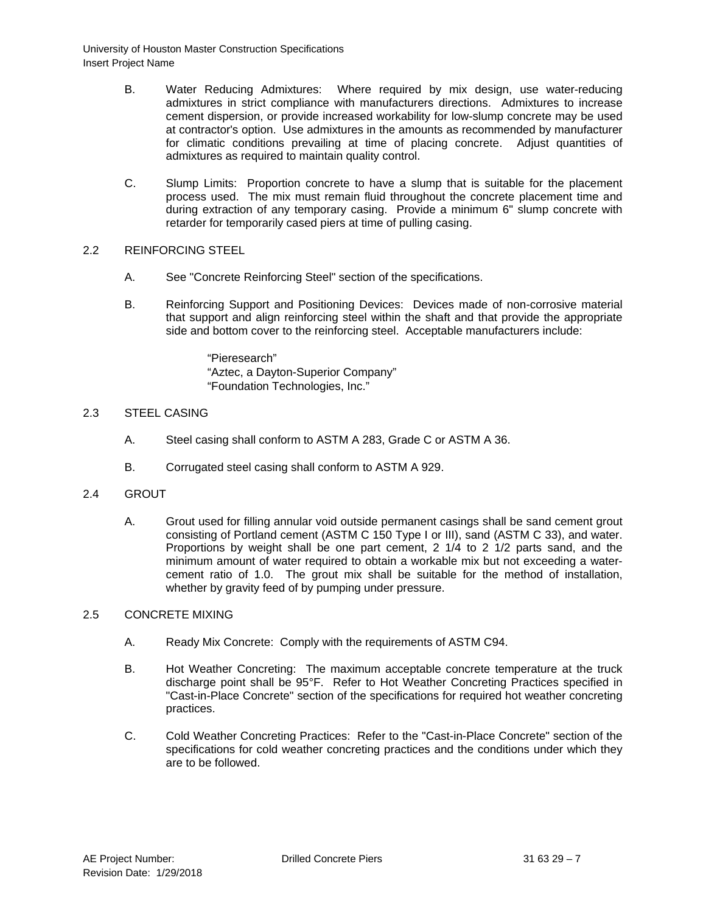B. Water Reducing Admixtures: Where required by mix design, use water-reducing admixtures in strict compliance with manufacturers directions. Admixtures to increase cement dispersion, or provide increased workability for low-slump concrete may be used at contractor's option. Use admixtures in the amounts as recommended by manufacturer for climatic conditions prevailing at time of placing concrete. Adjust quantities of admixtures as required to maintain quality control.

C. Slump Limits: Proportion concrete to have a slump that is suitable for the placement process used. The mix must remain fluid throughout the concrete placement time and during extraction of any temporary casing. Provide a minimum 6" slump concrete with retarder for temporarily cased piers at time of pulling casing.

## 2.2 REINFORCING STEEL

A. See "Concrete Reinforcing Steel" section of the specifications.

B. Reinforcing Support and Positioning Devices: Devices made of non-corrosive material that support and align reinforcing steel within the shaft and that provide the appropriate side and bottom cover to the reinforcing steel. Acceptable manufacturers include:

"Pieresearch"
"Aztec, a Dayton-Superior Company"
"Foundation Technologies, Inc."

## 2.3 STEEL CASING

A. Steel casing shall conform to ASTM A 283, Grade C or ASTM A 36.

B. Corrugated steel casing shall conform to ASTM A 929.

## 2.4 GROUT

A. Grout used for filling annular void outside permanent casings shall be sand cement grout consisting of Portland cement (ASTM C 150 Type I or III), sand (ASTM C 33), and water. Proportions by weight shall be one part cement, 2 1/4 to 2 1/2 parts sand, and the minimum amount of water required to obtain a workable mix but not exceeding a water-cement ratio of 1.0. The grout mix shall be suitable for the method of installation, whether by gravity feed of by pumping under pressure.

## 2.5 CONCRETE MIXING

A. Ready Mix Concrete: Comply with the requirements of ASTM C94.

B. Hot Weather Concreting: The maximum acceptable concrete temperature at the truck discharge point shall be 95°F. Refer to Hot Weather Concreting Practices specified in "Cast-in-Place Concrete" section of the specifications for required hot weather concreting practices.

C. Cold Weather Concreting Practices: Refer to the "Cast-in-Place Concrete" section of the specifications for cold weather concreting practices and the conditions under which they are to be followed.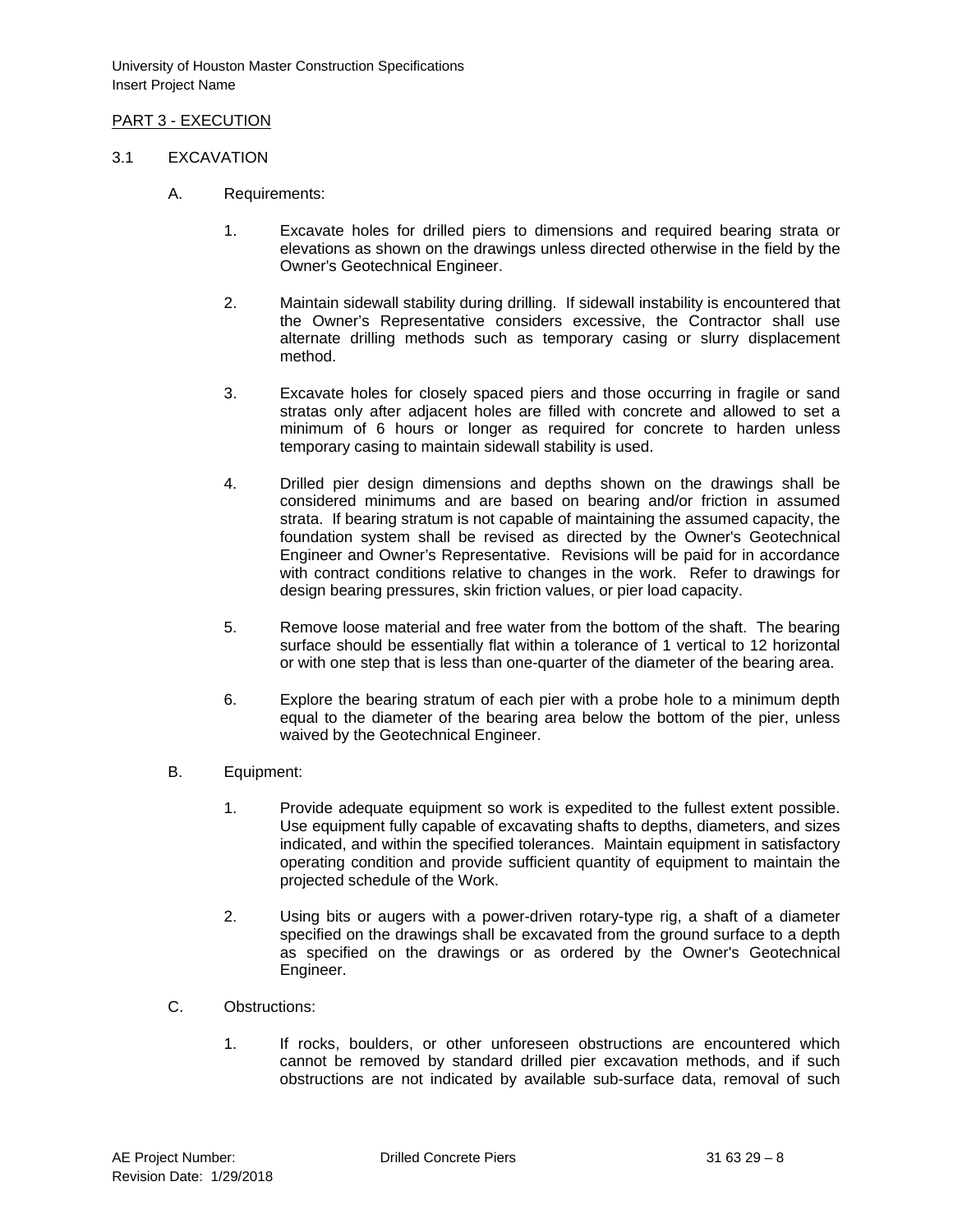## PART 3 - EXECUTION

### 3.1 EXCAVATION

A. Requirements:

1. Excavate holes for drilled piers to dimensions and required bearing strata or elevations as shown on the drawings unless directed otherwise in the field by the Owner's Geotechnical Engineer.

2. Maintain sidewall stability during drilling. If sidewall instability is encountered that the Owner's Representative considers excessive, the Contractor shall use alternate drilling methods such as temporary casing or slurry displacement method.

3. Excavate holes for closely spaced piers and those occurring in fragile or sand stratas only after adjacent holes are filled with concrete and allowed to set a minimum of 6 hours or longer as required for concrete to harden unless temporary casing to maintain sidewall stability is used.

4. Drilled pier design dimensions and depths shown on the drawings shall be considered minimums and are based on bearing and/or friction in assumed strata. If bearing stratum is not capable of maintaining the assumed capacity, the foundation system shall be revised as directed by the Owner's Geotechnical Engineer and Owner's Representative. Revisions will be paid for in accordance with contract conditions relative to changes in the work. Refer to drawings for design bearing pressures, skin friction values, or pier load capacity.

5. Remove loose material and free water from the bottom of the shaft. The bearing surface should be essentially flat within a tolerance of 1 vertical to 12 horizontal or with one step that is less than one-quarter of the diameter of the bearing area.

6. Explore the bearing stratum of each pier with a probe hole to a minimum depth equal to the diameter of the bearing area below the bottom of the pier, unless waived by the Geotechnical Engineer.

B. Equipment:

1. Provide adequate equipment so work is expedited to the fullest extent possible. Use equipment fully capable of excavating shafts to depths, diameters, and sizes indicated, and within the specified tolerances. Maintain equipment in satisfactory operating condition and provide sufficient quantity of equipment to maintain the projected schedule of the Work.

2. Using bits or augers with a power-driven rotary-type rig, a shaft of a diameter specified on the drawings shall be excavated from the ground surface to a depth as specified on the drawings or as ordered by the Owner's Geotechnical Engineer.

C. Obstructions:

1. If rocks, boulders, or other unforeseen obstructions are encountered which cannot be removed by standard drilled pier excavation methods, and if such obstructions are not indicated by available sub-surface data, removal of such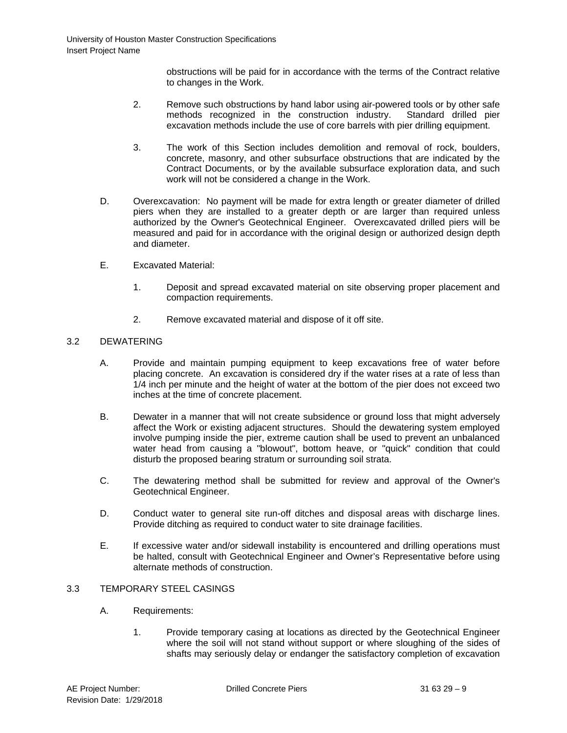obstructions will be paid for in accordance with the terms of the Contract relative to changes in the Work.

2. Remove such obstructions by hand labor using air-powered tools or by other safe methods recognized in the construction industry. Standard drilled pier excavation methods include the use of core barrels with pier drilling equipment.

3. The work of this Section includes demolition and removal of rock, boulders, concrete, masonry, and other subsurface obstructions that are indicated by the Contract Documents, or by the available subsurface exploration data, and such work will not be considered a change in the Work.

D. Overexcavation: No payment will be made for extra length or greater diameter of drilled piers when they are installed to a greater depth or are larger than required unless authorized by the Owner's Geotechnical Engineer. Overexcavated drilled piers will be measured and paid for in accordance with the original design or authorized design depth and diameter.

E. Excavated Material:

1. Deposit and spread excavated material on site observing proper placement and compaction requirements.

2. Remove excavated material and dispose of it off site.

## 3.2 DEWATERING

A. Provide and maintain pumping equipment to keep excavations free of water before placing concrete. An excavation is considered dry if the water rises at a rate of less than 1/4 inch per minute and the height of water at the bottom of the pier does not exceed two inches at the time of concrete placement.

B. Dewater in a manner that will not create subsidence or ground loss that might adversely affect the Work or existing adjacent structures. Should the dewatering system employed involve pumping inside the pier, extreme caution shall be used to prevent an unbalanced water head from causing a "blowout", bottom heave, or "quick" condition that could disturb the proposed bearing stratum or surrounding soil strata.

C. The dewatering method shall be submitted for review and approval of the Owner's Geotechnical Engineer.

D. Conduct water to general site run-off ditches and disposal areas with discharge lines. Provide ditching as required to conduct water to site drainage facilities.

E. If excessive water and/or sidewall instability is encountered and drilling operations must be halted, consult with Geotechnical Engineer and Owner's Representative before using alternate methods of construction.

## 3.3 TEMPORARY STEEL CASINGS

A. Requirements:

1. Provide temporary casing at locations as directed by the Geotechnical Engineer where the soil will not stand without support or where sloughing of the sides of shafts may seriously delay or endanger the satisfactory completion of excavation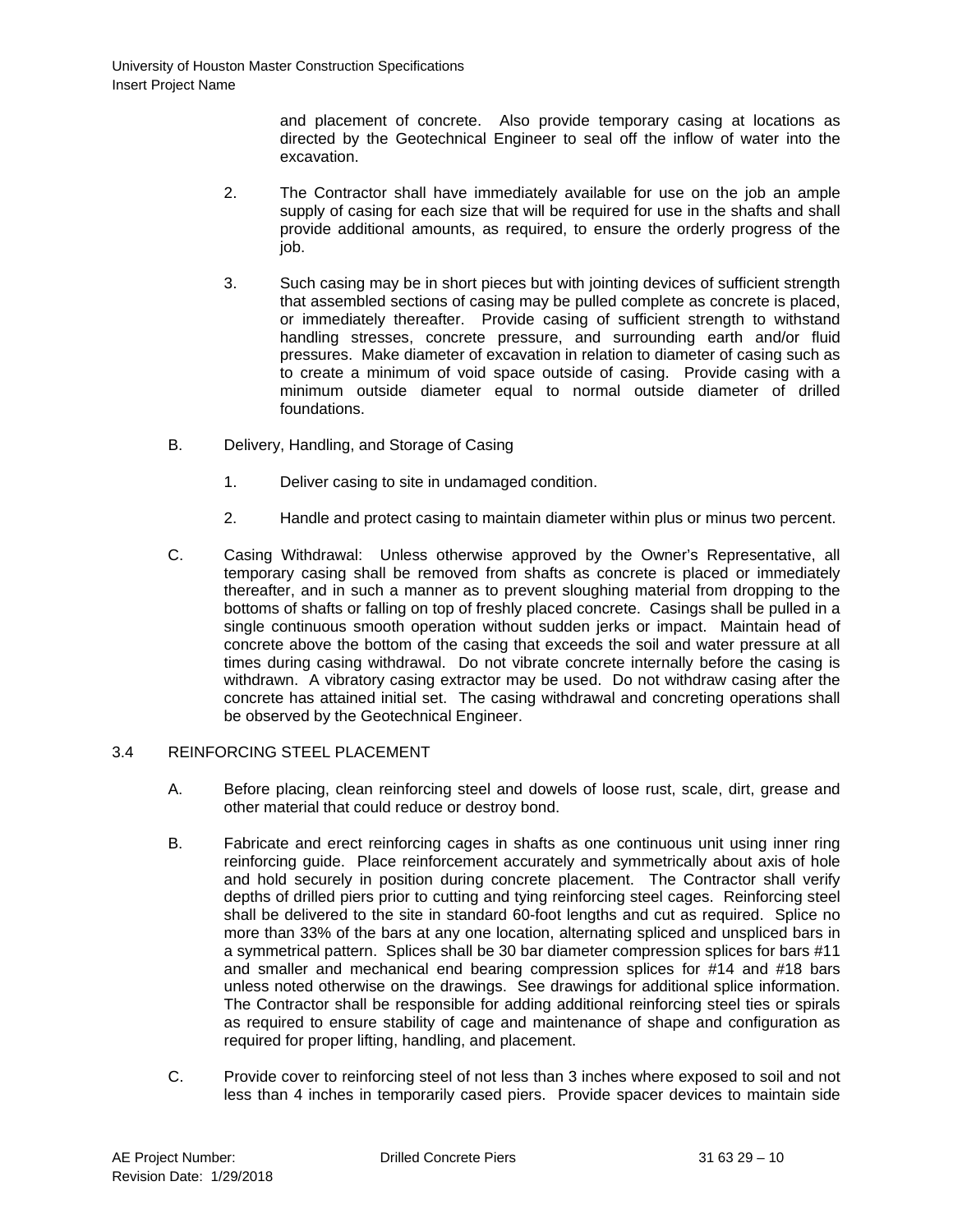and placement of concrete. Also provide temporary casing at locations as directed by the Geotechnical Engineer to seal off the inflow of water into the excavation.

2. The Contractor shall have immediately available for use on the job an ample supply of casing for each size that will be required for use in the shafts and shall provide additional amounts, as required, to ensure the orderly progress of the job.

3. Such casing may be in short pieces but with jointing devices of sufficient strength that assembled sections of casing may be pulled complete as concrete is placed, or immediately thereafter. Provide casing of sufficient strength to withstand handling stresses, concrete pressure, and surrounding earth and/or fluid pressures. Make diameter of excavation in relation to diameter of casing such as to create a minimum of void space outside of casing. Provide casing with a minimum outside diameter equal to normal outside diameter of drilled foundations.

B. Delivery, Handling, and Storage of Casing

1. Deliver casing to site in undamaged condition.

2. Handle and protect casing to maintain diameter within plus or minus two percent.

C. Casing Withdrawal: Unless otherwise approved by the Owner's Representative, all temporary casing shall be removed from shafts as concrete is placed or immediately thereafter, and in such a manner as to prevent sloughing material from dropping to the bottoms of shafts or falling on top of freshly placed concrete. Casings shall be pulled in a single continuous smooth operation without sudden jerks or impact. Maintain head of concrete above the bottom of the casing that exceeds the soil and water pressure at all times during casing withdrawal. Do not vibrate concrete internally before the casing is withdrawn. A vibratory casing extractor may be used. Do not withdraw casing after the concrete has attained initial set. The casing withdrawal and concreting operations shall be observed by the Geotechnical Engineer.

## 3.4 REINFORCING STEEL PLACEMENT

A. Before placing, clean reinforcing steel and dowels of loose rust, scale, dirt, grease and other material that could reduce or destroy bond.

B. Fabricate and erect reinforcing cages in shafts as one continuous unit using inner ring reinforcing guide. Place reinforcement accurately and symmetrically about axis of hole and hold securely in position during concrete placement. The Contractor shall verify depths of drilled piers prior to cutting and tying reinforcing steel cages. Reinforcing steel shall be delivered to the site in standard 60-foot lengths and cut as required. Splice no more than 33% of the bars at any one location, alternating spliced and unspliced bars in a symmetrical pattern. Splices shall be 30 bar diameter compression splices for bars #11 and smaller and mechanical end bearing compression splices for #14 and #18 bars unless noted otherwise on the drawings. See drawings for additional splice information. The Contractor shall be responsible for adding additional reinforcing steel ties or spirals as required to ensure stability of cage and maintenance of shape and configuration as required for proper lifting, handling, and placement.

C. Provide cover to reinforcing steel of not less than 3 inches where exposed to soil and not less than 4 inches in temporarily cased piers. Provide spacer devices to maintain side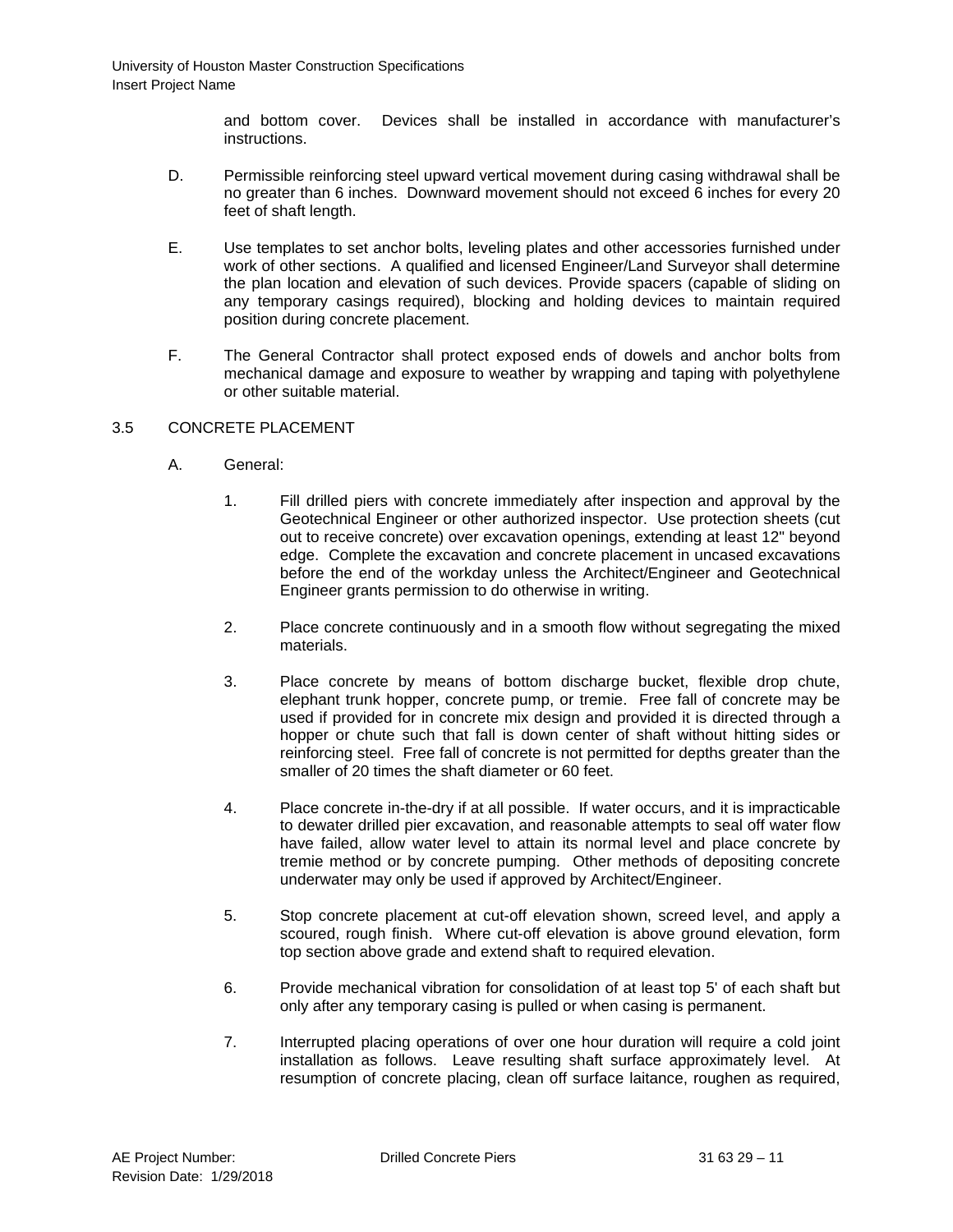and bottom cover. Devices shall be installed in accordance with manufacturer's instructions.

D. Permissible reinforcing steel upward vertical movement during casing withdrawal shall be no greater than 6 inches. Downward movement should not exceed 6 inches for every 20 feet of shaft length.

E. Use templates to set anchor bolts, leveling plates and other accessories furnished under work of other sections. A qualified and licensed Engineer/Land Surveyor shall determine the plan location and elevation of such devices. Provide spacers (capable of sliding on any temporary casings required), blocking and holding devices to maintain required position during concrete placement.

F. The General Contractor shall protect exposed ends of dowels and anchor bolts from mechanical damage and exposure to weather by wrapping and taping with polyethylene or other suitable material.

3.5 CONCRETE PLACEMENT

A. General:

1. Fill drilled piers with concrete immediately after inspection and approval by the Geotechnical Engineer or other authorized inspector. Use protection sheets (cut out to receive concrete) over excavation openings, extending at least 12" beyond edge. Complete the excavation and concrete placement in uncased excavations before the end of the workday unless the Architect/Engineer and Geotechnical Engineer grants permission to do otherwise in writing.

2. Place concrete continuously and in a smooth flow without segregating the mixed materials.

3. Place concrete by means of bottom discharge bucket, flexible drop chute, elephant trunk hopper, concrete pump, or tremie. Free fall of concrete may be used if provided for in concrete mix design and provided it is directed through a hopper or chute such that fall is down center of shaft without hitting sides or reinforcing steel. Free fall of concrete is not permitted for depths greater than the smaller of 20 times the shaft diameter or 60 feet.

4. Place concrete in-the-dry if at all possible. If water occurs, and it is impracticable to dewater drilled pier excavation, and reasonable attempts to seal off water flow have failed, allow water level to attain its normal level and place concrete by tremie method or by concrete pumping. Other methods of depositing concrete underwater may only be used if approved by Architect/Engineer.

5. Stop concrete placement at cut-off elevation shown, screed level, and apply a scoured, rough finish. Where cut-off elevation is above ground elevation, form top section above grade and extend shaft to required elevation.

6. Provide mechanical vibration for consolidation of at least top 5' of each shaft but only after any temporary casing is pulled or when casing is permanent.

7. Interrupted placing operations of over one hour duration will require a cold joint installation as follows. Leave resulting shaft surface approximately level. At resumption of concrete placing, clean off surface laitance, roughen as required,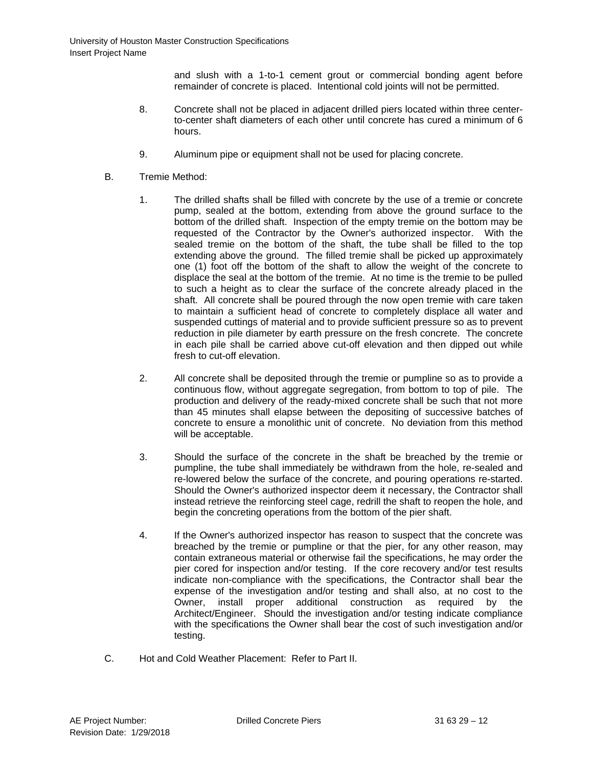and slush with a 1-to-1 cement grout or commercial bonding agent before remainder of concrete is placed. Intentional cold joints will not be permitted.

8. Concrete shall not be placed in adjacent drilled piers located within three center-to-center shaft diameters of each other until concrete has cured a minimum of 6 hours.

9. Aluminum pipe or equipment shall not be used for placing concrete.

B. Tremie Method:

1. The drilled shafts shall be filled with concrete by the use of a tremie or concrete pump, sealed at the bottom, extending from above the ground surface to the bottom of the drilled shaft. Inspection of the empty tremie on the bottom may be requested of the Contractor by the Owner's authorized inspector. With the sealed tremie on the bottom of the shaft, the tube shall be filled to the top extending above the ground. The filled tremie shall be picked up approximately one (1) foot off the bottom of the shaft to allow the weight of the concrete to displace the seal at the bottom of the tremie. At no time is the tremie to be pulled to such a height as to clear the surface of the concrete already placed in the shaft. All concrete shall be poured through the now open tremie with care taken to maintain a sufficient head of concrete to completely displace all water and suspended cuttings of material and to provide sufficient pressure so as to prevent reduction in pile diameter by earth pressure on the fresh concrete. The concrete in each pile shall be carried above cut-off elevation and then dipped out while fresh to cut-off elevation.

2. All concrete shall be deposited through the tremie or pumpline so as to provide a continuous flow, without aggregate segregation, from bottom to top of pile. The production and delivery of the ready-mixed concrete shall be such that not more than 45 minutes shall elapse between the depositing of successive batches of concrete to ensure a monolithic unit of concrete. No deviation from this method will be acceptable.

3. Should the surface of the concrete in the shaft be breached by the tremie or pumpline, the tube shall immediately be withdrawn from the hole, re-sealed and re-lowered below the surface of the concrete, and pouring operations re-started. Should the Owner's authorized inspector deem it necessary, the Contractor shall instead retrieve the reinforcing steel cage, redrill the shaft to reopen the hole, and begin the concreting operations from the bottom of the pier shaft.

4. If the Owner's authorized inspector has reason to suspect that the concrete was breached by the tremie or pumpline or that the pier, for any other reason, may contain extraneous material or otherwise fail the specifications, he may order the pier cored for inspection and/or testing. If the core recovery and/or test results indicate non-compliance with the specifications, the Contractor shall bear the expense of the investigation and/or testing and shall also, at no cost to the Owner, install proper additional construction as required by the Architect/Engineer. Should the investigation and/or testing indicate compliance with the specifications the Owner shall bear the cost of such investigation and/or testing.

C. Hot and Cold Weather Placement: Refer to Part II.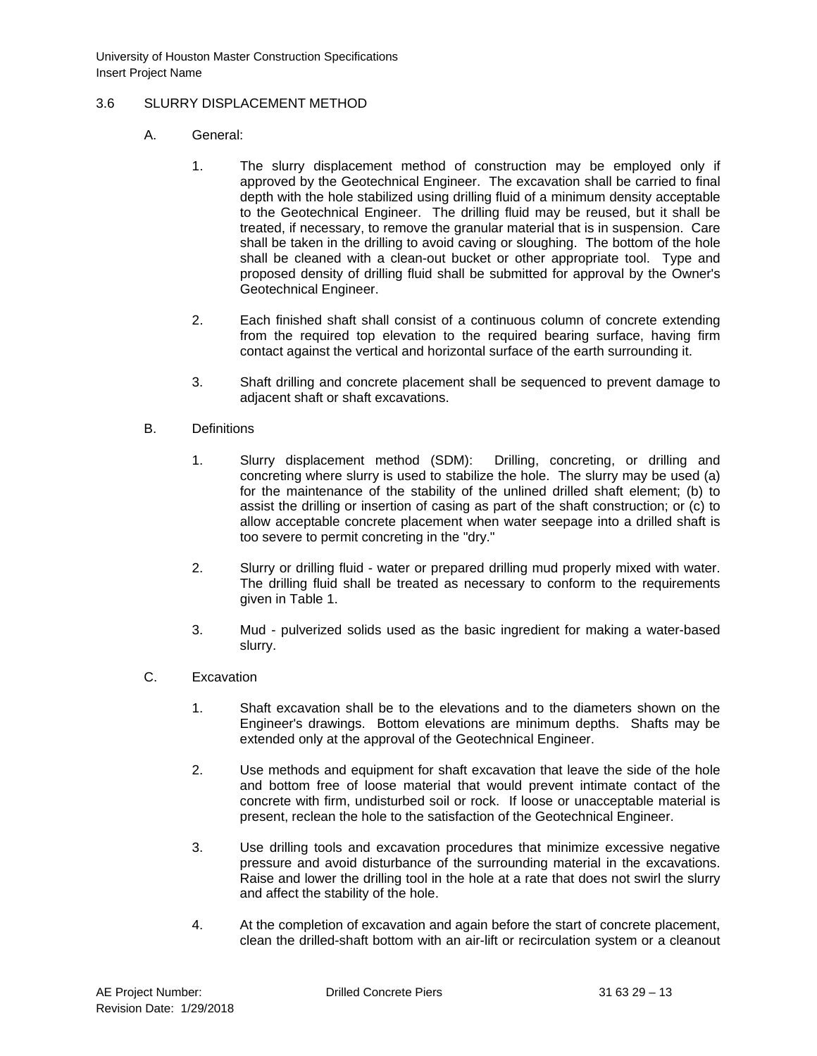3.6 SLURRY DISPLACEMENT METHOD

A. General:

1. The slurry displacement method of construction may be employed only if approved by the Geotechnical Engineer. The excavation shall be carried to final depth with the hole stabilized using drilling fluid of a minimum density acceptable to the Geotechnical Engineer. The drilling fluid may be reused, but it shall be treated, if necessary, to remove the granular material that is in suspension. Care shall be taken in the drilling to avoid caving or sloughing. The bottom of the hole shall be cleaned with a clean-out bucket or other appropriate tool. Type and proposed density of drilling fluid shall be submitted for approval by the Owner's Geotechnical Engineer.

2. Each finished shaft shall consist of a continuous column of concrete extending from the required top elevation to the required bearing surface, having firm contact against the vertical and horizontal surface of the earth surrounding it.

3. Shaft drilling and concrete placement shall be sequenced to prevent damage to adjacent shaft or shaft excavations.

B. Definitions

1. Slurry displacement method (SDM): Drilling, concreting, or drilling and concreting where slurry is used to stabilize the hole. The slurry may be used (a) for the maintenance of the stability of the unlined drilled shaft element; (b) to assist the drilling or insertion of casing as part of the shaft construction; or (c) to allow acceptable concrete placement when water seepage into a drilled shaft is too severe to permit concreting in the "dry."

2. Slurry or drilling fluid - water or prepared drilling mud properly mixed with water. The drilling fluid shall be treated as necessary to conform to the requirements given in Table 1.

3. Mud - pulverized solids used as the basic ingredient for making a water-based slurry.

C. Excavation

1. Shaft excavation shall be to the elevations and to the diameters shown on the Engineer's drawings. Bottom elevations are minimum depths. Shafts may be extended only at the approval of the Geotechnical Engineer.

2. Use methods and equipment for shaft excavation that leave the side of the hole and bottom free of loose material that would prevent intimate contact of the concrete with firm, undisturbed soil or rock. If loose or unacceptable material is present, reclean the hole to the satisfaction of the Geotechnical Engineer.

3. Use drilling tools and excavation procedures that minimize excessive negative pressure and avoid disturbance of the surrounding material in the excavations. Raise and lower the drilling tool in the hole at a rate that does not swirl the slurry and affect the stability of the hole.

4. At the completion of excavation and again before the start of concrete placement, clean the drilled-shaft bottom with an air-lift or recirculation system or a cleanout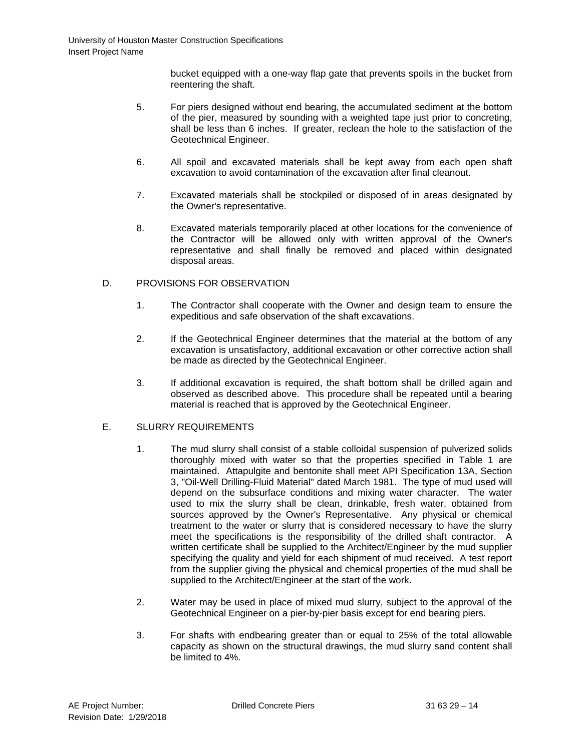bucket equipped with a one-way flap gate that prevents spoils in the bucket from reentering the shaft.

5. For piers designed without end bearing, the accumulated sediment at the bottom of the pier, measured by sounding with a weighted tape just prior to concreting, shall be less than 6 inches. If greater, reclean the hole to the satisfaction of the Geotechnical Engineer.

6. All spoil and excavated materials shall be kept away from each open shaft excavation to avoid contamination of the excavation after final cleanout.

7. Excavated materials shall be stockpiled or disposed of in areas designated by the Owner's representative.

8. Excavated materials temporarily placed at other locations for the convenience of the Contractor will be allowed only with written approval of the Owner's representative and shall finally be removed and placed within designated disposal areas.

D. PROVISIONS FOR OBSERVATION

1. The Contractor shall cooperate with the Owner and design team to ensure the expeditious and safe observation of the shaft excavations.

2. If the Geotechnical Engineer determines that the material at the bottom of any excavation is unsatisfactory, additional excavation or other corrective action shall be made as directed by the Geotechnical Engineer.

3. If additional excavation is required, the shaft bottom shall be drilled again and observed as described above. This procedure shall be repeated until a bearing material is reached that is approved by the Geotechnical Engineer.

E. SLURRY REQUIREMENTS

1. The mud slurry shall consist of a stable colloidal suspension of pulverized solids thoroughly mixed with water so that the properties specified in Table 1 are maintained. Attapulgite and bentonite shall meet API Specification 13A, Section 3, "Oil-Well Drilling-Fluid Material" dated March 1981. The type of mud used will depend on the subsurface conditions and mixing water character. The water used to mix the slurry shall be clean, drinkable, fresh water, obtained from sources approved by the Owner's Representative. Any physical or chemical treatment to the water or slurry that is considered necessary to have the slurry meet the specifications is the responsibility of the drilled shaft contractor. A written certificate shall be supplied to the Architect/Engineer by the mud supplier specifying the quality and yield for each shipment of mud received. A test report from the supplier giving the physical and chemical properties of the mud shall be supplied to the Architect/Engineer at the start of the work.

2. Water may be used in place of mixed mud slurry, subject to the approval of the Geotechnical Engineer on a pier-by-pier basis except for end bearing piers.

3. For shafts with endbearing greater than or equal to 25% of the total allowable capacity as shown on the structural drawings, the mud slurry sand content shall be limited to 4%.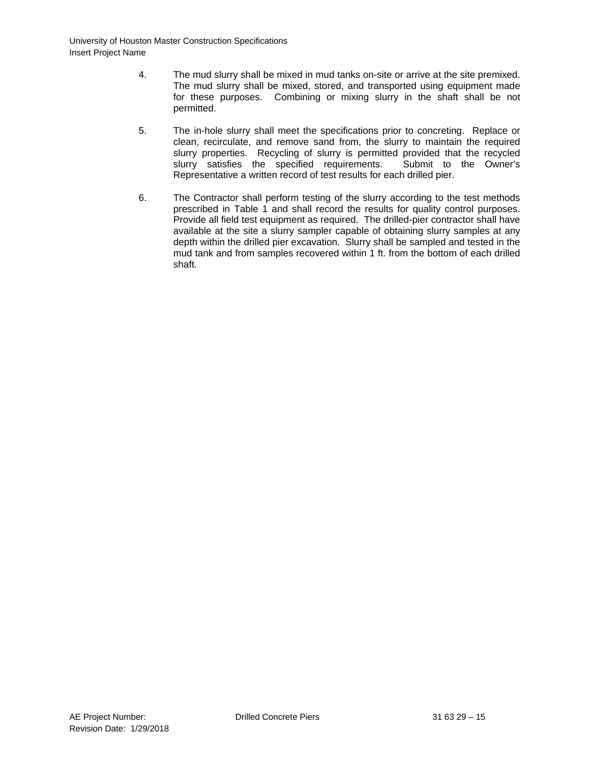4. The mud slurry shall be mixed in mud tanks on-site or arrive at the site premixed. The mud slurry shall be mixed, stored, and transported using equipment made for these purposes. Combining or mixing slurry in the shaft shall be not permitted.

5. The in-hole slurry shall meet the specifications prior to concreting. Replace or clean, recirculate, and remove sand from, the slurry to maintain the required slurry properties. Recycling of slurry is permitted provided that the recycled slurry satisfies the specified requirements. Submit to the Owner's Representative a written record of test results for each drilled pier.

6. The Contractor shall perform testing of the slurry according to the test methods prescribed in Table 1 and shall record the results for quality control purposes. Provide all field test equipment as required. The drilled-pier contractor shall have available at the site a slurry sampler capable of obtaining slurry samples at any depth within the drilled pier excavation. Slurry shall be sampled and tested in the mud tank and from samples recovered within 1 ft. from the bottom of each drilled shaft.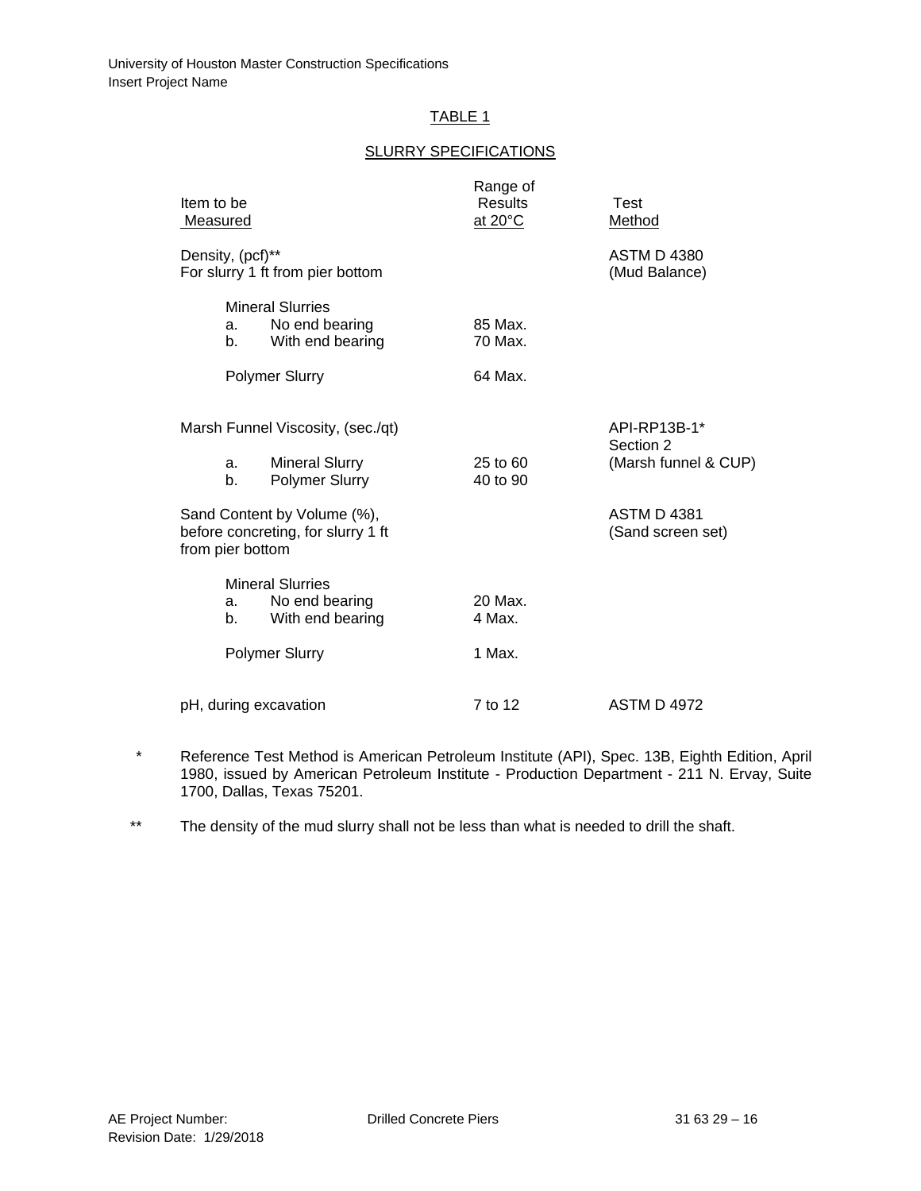TABLE 1

SLURRY SPECIFICATIONS

| Item to be Measured | Range of Results at 20°C | Test Method |
|---|---|---|
| Density, (pcf)** For slurry 1 ft from pier bottom | | ASTM D 4380 (Mud Balance) |
| Mineral Slurries | | |
| a. No end bearing | 85 Max. | |
| b. With end bearing | 70 Max. | |
| Polymer Slurry | 64 Max. | |
| Marsh Funnel Viscosity, (sec./qt) | | API-RP13B-1* Section 2 (Marsh funnel & CUP) |
| a. Mineral Slurry | 25 to 60 | |
| b. Polymer Slurry | 40 to 90 | |
| Sand Content by Volume (%), before concreting, for slurry 1 ft from pier bottom | | ASTM D 4381 (Sand screen set) |
| Mineral Slurries | | |
| a. No end bearing | 20 Max. | |
| b. With end bearing | 4 Max. | |
| Polymer Slurry | 1 Max. | |
| pH, during excavation | 7 to 12 | ASTM D 4972 |

\* Reference Test Method is American Petroleum Institute (API), Spec. 13B, Eighth Edition, April 1980, issued by American Petroleum Institute - Production Department - 211 N. Ervay, Suite 1700, Dallas, Texas 75201.

\** The density of the mud slurry shall not be less than what is needed to drill the shaft.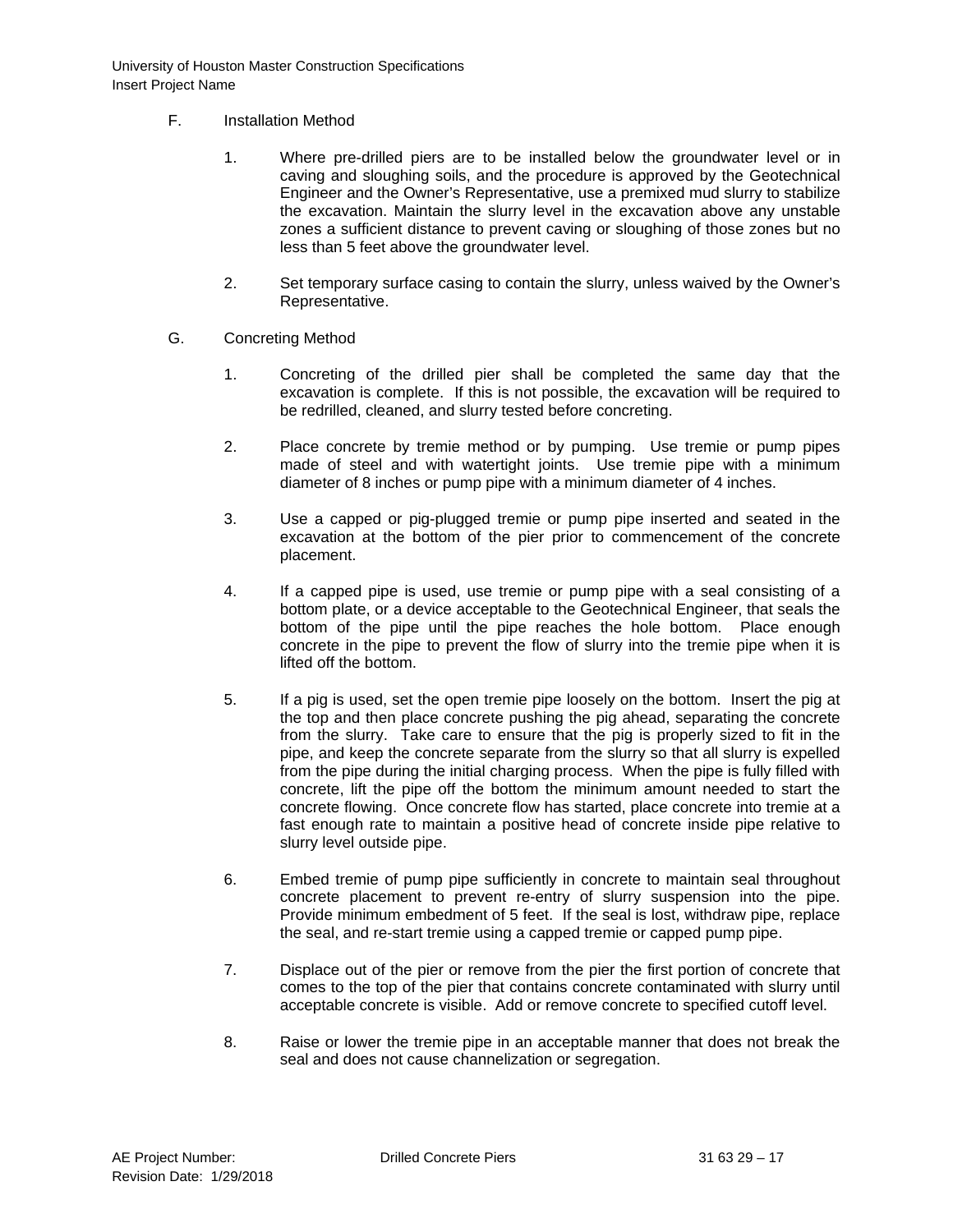F. Installation Method

1. Where pre-drilled piers are to be installed below the groundwater level or in caving and sloughing soils, and the procedure is approved by the Geotechnical Engineer and the Owner's Representative, use a premixed mud slurry to stabilize the excavation. Maintain the slurry level in the excavation above any unstable zones a sufficient distance to prevent caving or sloughing of those zones but no less than 5 feet above the groundwater level.

2. Set temporary surface casing to contain the slurry, unless waived by the Owner's Representative.

G. Concreting Method

1. Concreting of the drilled pier shall be completed the same day that the excavation is complete. If this is not possible, the excavation will be required to be redrilled, cleaned, and slurry tested before concreting.

2. Place concrete by tremie method or by pumping. Use tremie or pump pipes made of steel and with watertight joints. Use tremie pipe with a minimum diameter of 8 inches or pump pipe with a minimum diameter of 4 inches.

3. Use a capped or pig-plugged tremie or pump pipe inserted and seated in the excavation at the bottom of the pier prior to commencement of the concrete placement.

4. If a capped pipe is used, use tremie or pump pipe with a seal consisting of a bottom plate, or a device acceptable to the Geotechnical Engineer, that seals the bottom of the pipe until the pipe reaches the hole bottom. Place enough concrete in the pipe to prevent the flow of slurry into the tremie pipe when it is lifted off the bottom.

5. If a pig is used, set the open tremie pipe loosely on the bottom. Insert the pig at the top and then place concrete pushing the pig ahead, separating the concrete from the slurry. Take care to ensure that the pig is properly sized to fit in the pipe, and keep the concrete separate from the slurry so that all slurry is expelled from the pipe during the initial charging process. When the pipe is fully filled with concrete, lift the pipe off the bottom the minimum amount needed to start the concrete flowing. Once concrete flow has started, place concrete into tremie at a fast enough rate to maintain a positive head of concrete inside pipe relative to slurry level outside pipe.

6. Embed tremie of pump pipe sufficiently in concrete to maintain seal throughout concrete placement to prevent re-entry of slurry suspension into the pipe. Provide minimum embedment of 5 feet. If the seal is lost, withdraw pipe, replace the seal, and re-start tremie using a capped tremie or capped pump pipe.

7. Displace out of the pier or remove from the pier the first portion of concrete that comes to the top of the pier that contains concrete contaminated with slurry until acceptable concrete is visible. Add or remove concrete to specified cutoff level.

8. Raise or lower the tremie pipe in an acceptable manner that does not break the seal and does not cause channelization or segregation.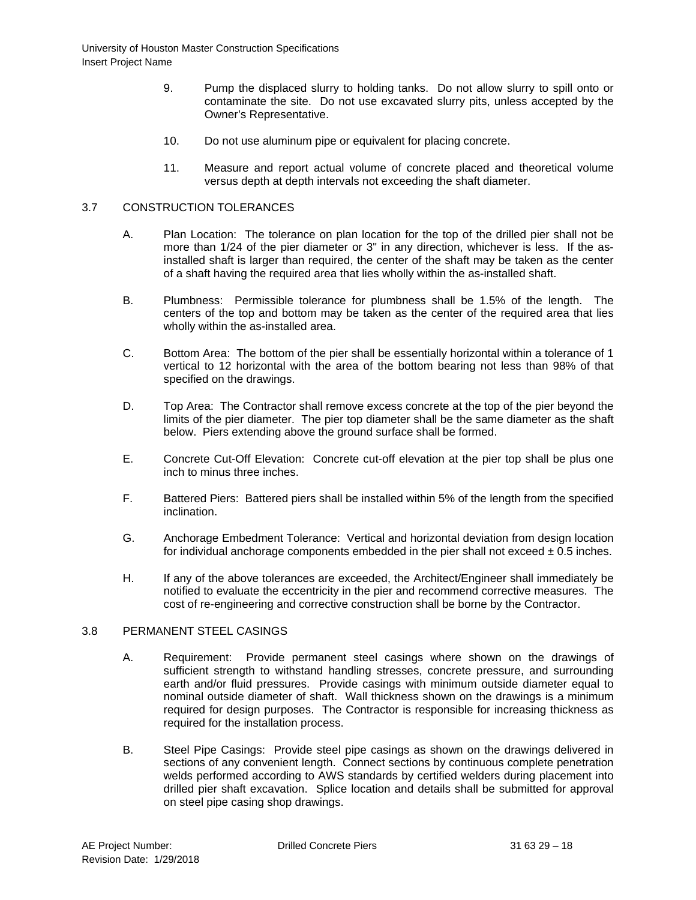9. Pump the displaced slurry to holding tanks. Do not allow slurry to spill onto or contaminate the site. Do not use excavated slurry pits, unless accepted by the Owner's Representative.

10. Do not use aluminum pipe or equivalent for placing concrete.

11. Measure and report actual volume of concrete placed and theoretical volume versus depth at depth intervals not exceeding the shaft diameter.

## 3.7 CONSTRUCTION TOLERANCES

A. Plan Location: The tolerance on plan location for the top of the drilled pier shall not be more than 1/24 of the pier diameter or 3" in any direction, whichever is less. If the as-installed shaft is larger than required, the center of the shaft may be taken as the center of a shaft having the required area that lies wholly within the as-installed shaft.

B. Plumbness: Permissible tolerance for plumbness shall be 1.5% of the length. The centers of the top and bottom may be taken as the center of the required area that lies wholly within the as-installed area.

C. Bottom Area: The bottom of the pier shall be essentially horizontal within a tolerance of 1 vertical to 12 horizontal with the area of the bottom bearing not less than 98% of that specified on the drawings.

D. Top Area: The Contractor shall remove excess concrete at the top of the pier beyond the limits of the pier diameter. The pier top diameter shall be the same diameter as the shaft below. Piers extending above the ground surface shall be formed.

E. Concrete Cut-Off Elevation: Concrete cut-off elevation at the pier top shall be plus one inch to minus three inches.

F. Battered Piers: Battered piers shall be installed within 5% of the length from the specified inclination.

G. Anchorage Embedment Tolerance: Vertical and horizontal deviation from design location for individual anchorage components embedded in the pier shall not exceed ± 0.5 inches.

H. If any of the above tolerances are exceeded, the Architect/Engineer shall immediately be notified to evaluate the eccentricity in the pier and recommend corrective measures. The cost of re-engineering and corrective construction shall be borne by the Contractor.

## 3.8 PERMANENT STEEL CASINGS

A. Requirement: Provide permanent steel casings where shown on the drawings of sufficient strength to withstand handling stresses, concrete pressure, and surrounding earth and/or fluid pressures. Provide casings with minimum outside diameter equal to nominal outside diameter of shaft. Wall thickness shown on the drawings is a minimum required for design purposes. The Contractor is responsible for increasing thickness as required for the installation process.

B. Steel Pipe Casings: Provide steel pipe casings as shown on the drawings delivered in sections of any convenient length. Connect sections by continuous complete penetration welds performed according to AWS standards by certified welders during placement into drilled pier shaft excavation. Splice location and details shall be submitted for approval on steel pipe casing shop drawings.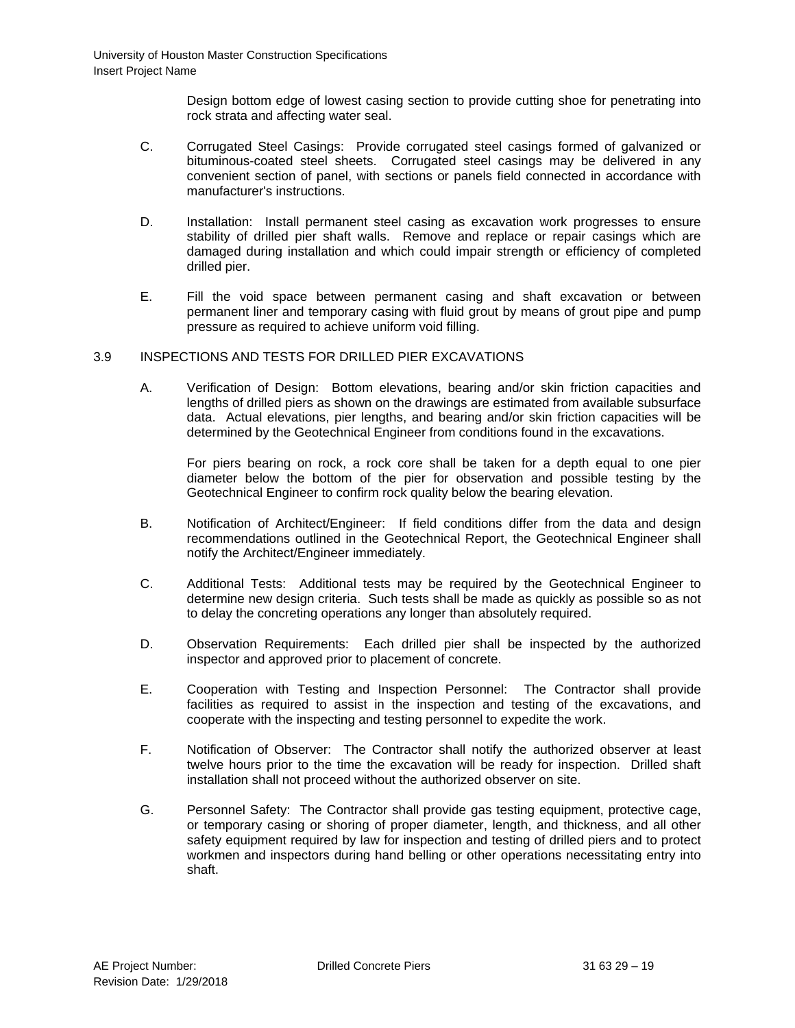Design bottom edge of lowest casing section to provide cutting shoe for penetrating into rock strata and affecting water seal.

C. Corrugated Steel Casings: Provide corrugated steel casings formed of galvanized or bituminous-coated steel sheets. Corrugated steel casings may be delivered in any convenient section of panel, with sections or panels field connected in accordance with manufacturer's instructions.

D. Installation: Install permanent steel casing as excavation work progresses to ensure stability of drilled pier shaft walls. Remove and replace or repair casings which are damaged during installation and which could impair strength or efficiency of completed drilled pier.

E. Fill the void space between permanent casing and shaft excavation or between permanent liner and temporary casing with fluid grout by means of grout pipe and pump pressure as required to achieve uniform void filling.

## 3.9 INSPECTIONS AND TESTS FOR DRILLED PIER EXCAVATIONS

A. Verification of Design: Bottom elevations, bearing and/or skin friction capacities and lengths of drilled piers as shown on the drawings are estimated from available subsurface data. Actual elevations, pier lengths, and bearing and/or skin friction capacities will be determined by the Geotechnical Engineer from conditions found in the excavations.

For piers bearing on rock, a rock core shall be taken for a depth equal to one pier diameter below the bottom of the pier for observation and possible testing by the Geotechnical Engineer to confirm rock quality below the bearing elevation.

B. Notification of Architect/Engineer: If field conditions differ from the data and design recommendations outlined in the Geotechnical Report, the Geotechnical Engineer shall notify the Architect/Engineer immediately.

C. Additional Tests: Additional tests may be required by the Geotechnical Engineer to determine new design criteria. Such tests shall be made as quickly as possible so as not to delay the concreting operations any longer than absolutely required.

D. Observation Requirements: Each drilled pier shall be inspected by the authorized inspector and approved prior to placement of concrete.

E. Cooperation with Testing and Inspection Personnel: The Contractor shall provide facilities as required to assist in the inspection and testing of the excavations, and cooperate with the inspecting and testing personnel to expedite the work.

F. Notification of Observer: The Contractor shall notify the authorized observer at least twelve hours prior to the time the excavation will be ready for inspection. Drilled shaft installation shall not proceed without the authorized observer on site.

G. Personnel Safety: The Contractor shall provide gas testing equipment, protective cage, or temporary casing or shoring of proper diameter, length, and thickness, and all other safety equipment required by law for inspection and testing of drilled piers and to protect workmen and inspectors during hand belling or other operations necessitating entry into shaft.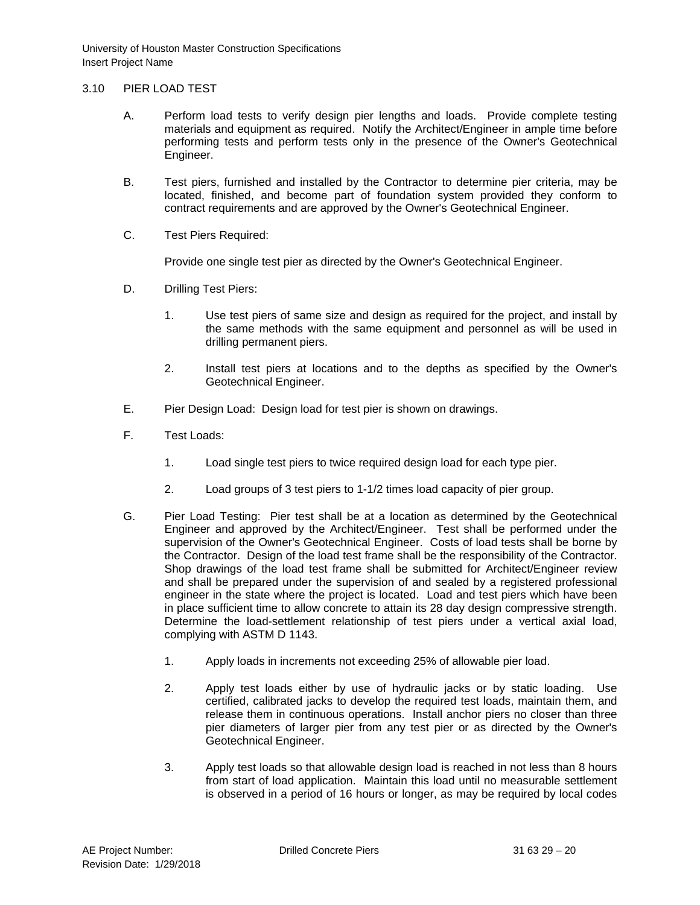## 3.10 PIER LOAD TEST

A. Perform load tests to verify design pier lengths and loads. Provide complete testing materials and equipment as required. Notify the Architect/Engineer in ample time before performing tests and perform tests only in the presence of the Owner's Geotechnical Engineer.

B. Test piers, furnished and installed by the Contractor to determine pier criteria, may be located, finished, and become part of foundation system provided they conform to contract requirements and are approved by the Owner's Geotechnical Engineer.

C. Test Piers Required:

   Provide one single test pier as directed by the Owner's Geotechnical Engineer.

D. Drilling Test Piers:

   1. Use test piers of same size and design as required for the project, and install by the same methods with the same equipment and personnel as will be used in drilling permanent piers.

   2. Install test piers at locations and to the depths as specified by the Owner's Geotechnical Engineer.

E. Pier Design Load: Design load for test pier is shown on drawings.

F. Test Loads:

   1. Load single test piers to twice required design load for each type pier.

   2. Load groups of 3 test piers to 1-1/2 times load capacity of pier group.

G. Pier Load Testing: Pier test shall be at a location as determined by the Geotechnical Engineer and approved by the Architect/Engineer. Test shall be performed under the supervision of the Owner's Geotechnical Engineer. Costs of load tests shall be borne by the Contractor. Design of the load test frame shall be the responsibility of the Contractor. Shop drawings of the load test frame shall be submitted for Architect/Engineer review and shall be prepared under the supervision of and sealed by a registered professional engineer in the state where the project is located. Load and test piers which have been in place sufficient time to allow concrete to attain its 28 day design compressive strength. Determine the load-settlement relationship of test piers under a vertical axial load, complying with ASTM D 1143.

   1. Apply loads in increments not exceeding 25% of allowable pier load.

   2. Apply test loads either by use of hydraulic jacks or by static loading. Use certified, calibrated jacks to develop the required test loads, maintain them, and release them in continuous operations. Install anchor piers no closer than three pier diameters of larger pier from any test pier or as directed by the Owner's Geotechnical Engineer.

   3. Apply test loads so that allowable design load is reached in not less than 8 hours from start of load application. Maintain this load until no measurable settlement is observed in a period of 16 hours or longer, as may be required by local codes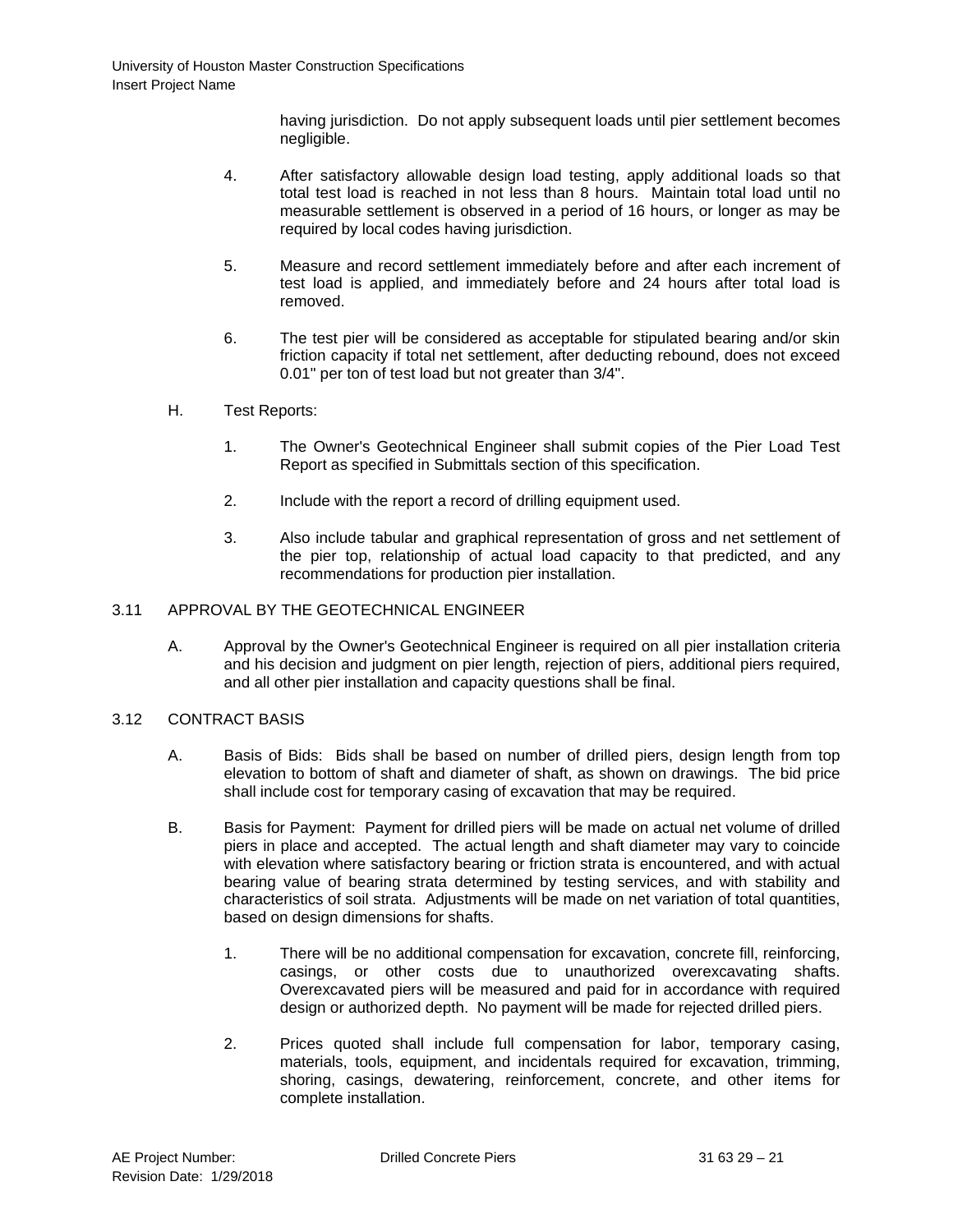having jurisdiction. Do not apply subsequent loads until pier settlement becomes negligible.

4. After satisfactory allowable design load testing, apply additional loads so that total test load is reached in not less than 8 hours. Maintain total load until no measurable settlement is observed in a period of 16 hours, or longer as may be required by local codes having jurisdiction.

5. Measure and record settlement immediately before and after each increment of test load is applied, and immediately before and 24 hours after total load is removed.

6. The test pier will be considered as acceptable for stipulated bearing and/or skin friction capacity if total net settlement, after deducting rebound, does not exceed 0.01" per ton of test load but not greater than 3/4".

H. Test Reports:

1. The Owner's Geotechnical Engineer shall submit copies of the Pier Load Test Report as specified in Submittals section of this specification.

2. Include with the report a record of drilling equipment used.

3. Also include tabular and graphical representation of gross and net settlement of the pier top, relationship of actual load capacity to that predicted, and any recommendations for production pier installation.

## 3.11 APPROVAL BY THE GEOTECHNICAL ENGINEER

A. Approval by the Owner's Geotechnical Engineer is required on all pier installation criteria and his decision and judgment on pier length, rejection of piers, additional piers required, and all other pier installation and capacity questions shall be final.

## 3.12 CONTRACT BASIS

A. Basis of Bids: Bids shall be based on number of drilled piers, design length from top elevation to bottom of shaft and diameter of shaft, as shown on drawings. The bid price shall include cost for temporary casing of excavation that may be required.

B. Basis for Payment: Payment for drilled piers will be made on actual net volume of drilled piers in place and accepted. The actual length and shaft diameter may vary to coincide with elevation where satisfactory bearing or friction strata is encountered, and with actual bearing value of bearing strata determined by testing services, and with stability and characteristics of soil strata. Adjustments will be made on net variation of total quantities, based on design dimensions for shafts.

1. There will be no additional compensation for excavation, concrete fill, reinforcing, casings, or other costs due to unauthorized overexcavating shafts. Overexcavated piers will be measured and paid for in accordance with required design or authorized depth. No payment will be made for rejected drilled piers.

2. Prices quoted shall include full compensation for labor, temporary casing, materials, tools, equipment, and incidentals required for excavation, trimming, shoring, casings, dewatering, reinforcement, concrete, and other items for complete installation.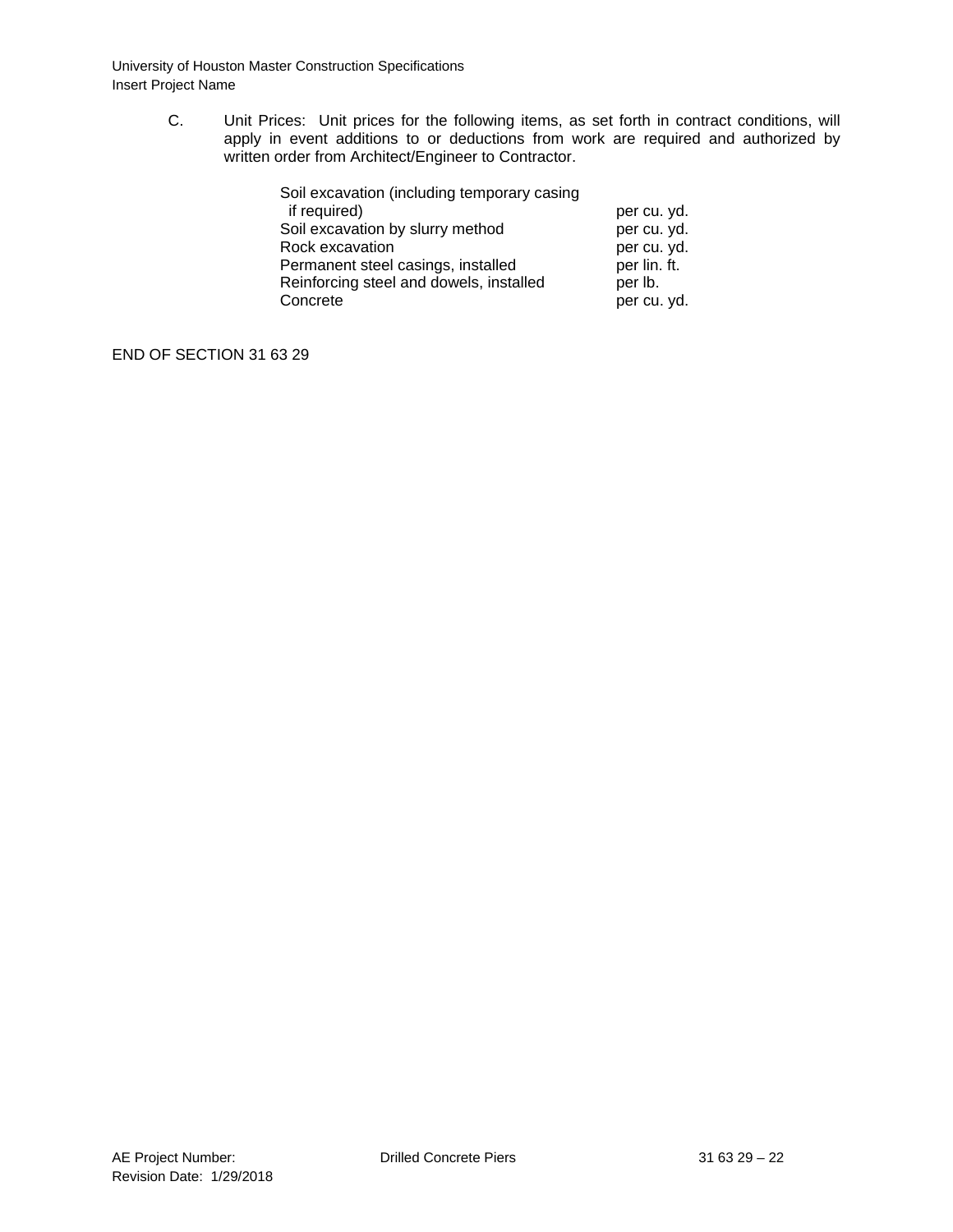C. Unit Prices: Unit prices for the following items, as set forth in contract conditions, will apply in event additions to or deductions from work are required and authorized by written order from Architect/Engineer to Contractor.

| | |
|---|---|
| Soil excavation (including temporary casing if required) | per cu. yd. |
| Soil excavation by slurry method | per cu. yd. |
| Rock excavation | per cu. yd. |
| Permanent steel casings, installed | per lin. ft. |
| Reinforcing steel and dowels, installed | per lb. |
| Concrete | per cu. yd. |

END OF SECTION 31 63 29